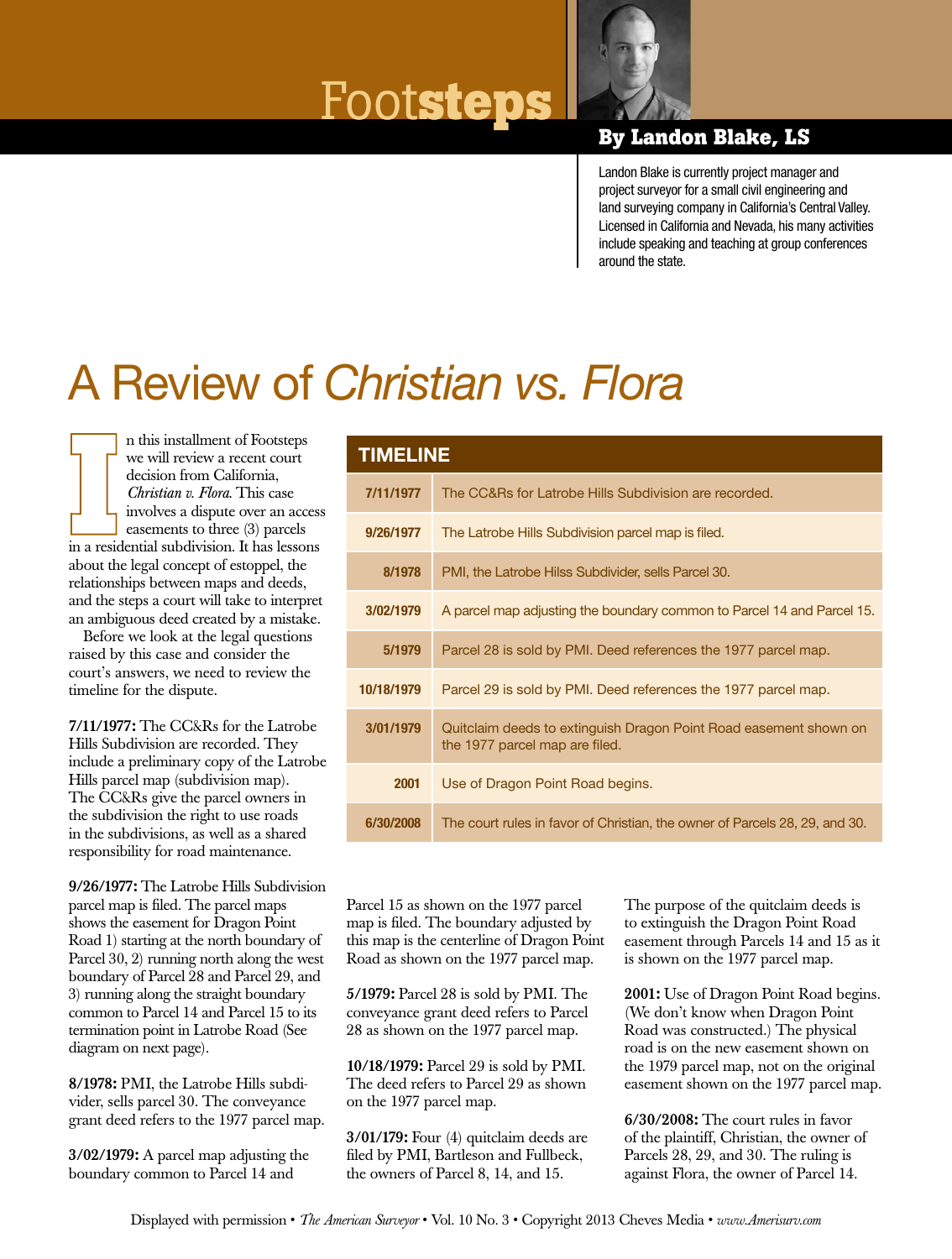# Footsteps

## By Landon Blake, LS

Landon Blake is currently project manager and project surveyor for a small civil engineering and land surveying company in California's Central Valley. Licensed in California and Nevada, his many activities include speaking and teaching at group conferences around the state.

# A Review of *Christian vs. Flora*

In this installment of Footsteps we will review a recent court decision from California, *Christian v. Flora*. This case involves a dispute over an access easements to three (3) parcels in a residential subdivision. It has lessons about the legal concept of estoppel, the relationships between maps and deeds, and the steps a court will take to interpret an ambiguous deed created by a mistake.

Before we look at the legal questions raised by this case and consider the court's answers, we need to review the timeline for the dispute.

| TIMELINE | |
|---|---|
| 7/11/1977 | The CC&Rs for Latrobe Hills Subdivision are recorded. |
| 9/26/1977 | The Latrobe Hills Subdivision parcel map is filed. |
| 8/1978 | PMI, the Latrobe Hilss Subdivider, sells Parcel 30. |
| 3/02/1979 | A parcel map adjusting the boundary common to Parcel 14 and Parcel 15. |
| 5/1979 | Parcel 28 is sold by PMI. Deed references the 1977 parcel map. |
| 10/18/1979 | Parcel 29 is sold by PMI. Deed references the 1977 parcel map. |
| 3/01/1979 | Quitclaim deeds to extinguish Dragon Point Road easement shown on the 1977 parcel map are filed. |
| 2001 | Use of Dragon Point Road begins. |
| 6/30/2008 | The court rules in favor of Christian, the owner of Parcels 28, 29, and 30. |

**7/11/1977:** The CC&Rs for the Latrobe Hills Subdivision are recorded. They include a preliminary copy of the Latrobe Hills parcel map (subdivision map). The CC&Rs give the parcel owners in the subdivision the right to use roads in the subdivisions, as well as a shared responsibility for road maintenance.

**9/26/1977:** The Latrobe Hills Subdivision parcel map is filed. The parcel maps shows the easement for Dragon Point Road 1) starting at the north boundary of Parcel 30, 2) running north along the west boundary of Parcel 28 and Parcel 29, and 3) running along the straight boundary common to Parcel 14 and Parcel 15 to its termination point in Latrobe Road (See diagram on next page).

**8/1978:** PMI, the Latrobe Hills subdivider, sells parcel 30. The conveyance grant deed refers to the 1977 parcel map.

**3/02/1979:** A parcel map adjusting the boundary common to Parcel 14 and Parcel 15 as shown on the 1977 parcel map is filed. The boundary adjusted by this map is the centerline of Dragon Point Road as shown on the 1977 parcel map.

**5/1979:** Parcel 28 is sold by PMI. The conveyance grant deed refers to Parcel 28 as shown on the 1977 parcel map.

**10/18/1979:** Parcel 29 is sold by PMI. The deed refers to Parcel 29 as shown on the 1977 parcel map.

**3/01/179:** Four (4) quitclaim deeds are filed by PMI, Bartleson and Fullbeck, the owners of Parcel 8, 14, and 15. The purpose of the quitclaim deeds is to extinguish the Dragon Point Road easement through Parcels 14 and 15 as it is shown on the 1977 parcel map.

**2001:** Use of Dragon Point Road begins. (We don't know when Dragon Point Road was constructed.) The physical road is on the new easement shown on the 1979 parcel map, not on the original easement shown on the 1977 parcel map.

**6/30/2008:** The court rules in favor of the plaintiff, Christian, the owner of Parcels 28, 29, and 30. The ruling is against Flora, the owner of Parcel 14.

Displayed with permission • *The American Surveyor* • Vol. 10 No. 3 • Copyright 2013 Cheves Media • *www.Amerisurv.com*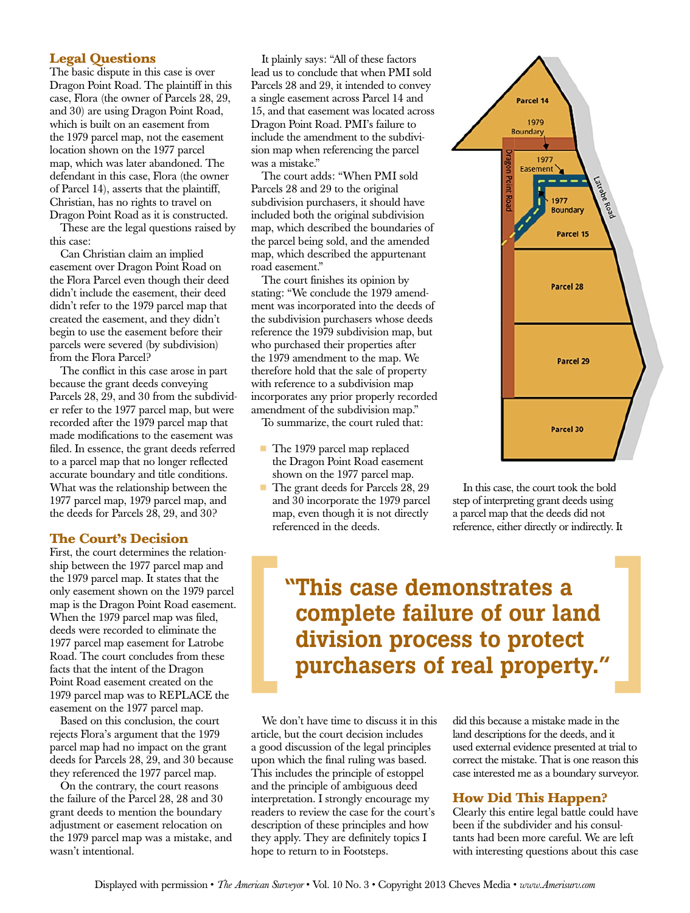## Legal Questions

The basic dispute in this case is over Dragon Point Road. The plaintiff in this case, Flora (the owner of Parcels 28, 29, and 30) are using Dragon Point Road, which is built on an easement from the 1979 parcel map, not the easement location shown on the 1977 parcel map, which was later abandoned. The defendant in this case, Flora (the owner of Parcel 14), asserts that the plaintiff, Christian, has no rights to travel on Dragon Point Road as it is constructed.

These are the legal questions raised by this case:

Can Christian claim an implied easement over Dragon Point Road on the Flora Parcel even though their deed didn't include the easement, their deed didn't refer to the 1979 parcel map that created the easement, and they didn't begin to use the easement before their parcels were severed (by subdivision) from the Flora Parcel?

The conflict in this case arose in part because the grant deeds conveying Parcels 28, 29, and 30 from the subdivider refer to the 1977 parcel map, but were recorded after the 1979 parcel map that made modifications to the easement was filed. In essence, the grant deeds referred to a parcel map that no longer reflected accurate boundary and title conditions. What was the relationship between the 1977 parcel map, 1979 parcel map, and the deeds for Parcels 28, 29, and 30?

## The Court's Decision

First, the court determines the relationship between the 1977 parcel map and the 1979 parcel map. It states that the only easement shown on the 1979 parcel map is the Dragon Point Road easement. When the 1979 parcel map was filed, deeds were recorded to eliminate the 1977 parcel map easement for Latrobe Road. The court concludes from these facts that the intent of the Dragon Point Road easement created on the 1979 parcel map was to REPLACE the easement on the 1977 parcel map.

Based on this conclusion, the court rejects Flora's argument that the 1979 parcel map had no impact on the grant deeds for Parcels 28, 29, and 30 because they referenced the 1977 parcel map.

On the contrary, the court reasons the failure of the Parcel 28, 28 and 30 grant deeds to mention the boundary adjustment or easement relocation on the 1979 parcel map was a mistake, and wasn't intentional.

It plainly says: "All of these factors lead us to conclude that when PMI sold Parcels 28 and 29, it intended to convey a single easement across Parcel 14 and 15, and that easement was located across Dragon Point Road. PMI's failure to include the amendment to the subdivision map when referencing the parcel was a mistake."

The court adds: "When PMI sold Parcels 28 and 29 to the original subdivision purchasers, it should have included both the original subdivision map, which described the boundaries of the parcel being sold, and the amended map, which described the appurtenant road easement."

The court finishes its opinion by stating: "We conclude the 1979 amendment was incorporated into the deeds of the subdivision purchasers whose deeds reference the 1979 subdivision map, but who purchased their properties after the 1979 amendment to the map. We therefore hold that the sale of property with reference to a subdivision map incorporates any prior properly recorded amendment of the subdivision map."

To summarize, the court ruled that:

- The 1979 parcel map replaced the Dragon Point Road easement shown on the 1977 parcel map.
- The grant deeds for Parcels 28, 29 and 30 incorporate the 1979 parcel map, even though it is not directly referenced in the deeds.

Parcel 14
1979 Boundary
1977 Easement
Dragon Point Road
1977 Boundary
Latrobe Road
Parcel 15
Parcel 28
Parcel 29
Parcel 30

In this case, the court took the bold step of interpreting grant deeds using a parcel map that the deeds did not reference, either directly or indirectly. It did this because a mistake made in the land descriptions for the deeds, and it used external evidence presented at trial to correct the mistake. That is one reason this case interested me as a boundary surveyor.

> **"This case demonstrates a complete failure of our land division process to protect purchasers of real property."**

We don't have time to discuss it in this article, but the court decision includes a good discussion of the legal principles upon which the final ruling was based. This includes the principle of estoppel and the principle of ambiguous deed interpretation. I strongly encourage my readers to review the case for the court's description of these principles and how they apply. They are definitely topics I hope to return to in Footsteps.

## How Did This Happen?

Clearly this entire legal battle could have been if the subdivider and his consultants had been more careful. We are left with interesting questions about this case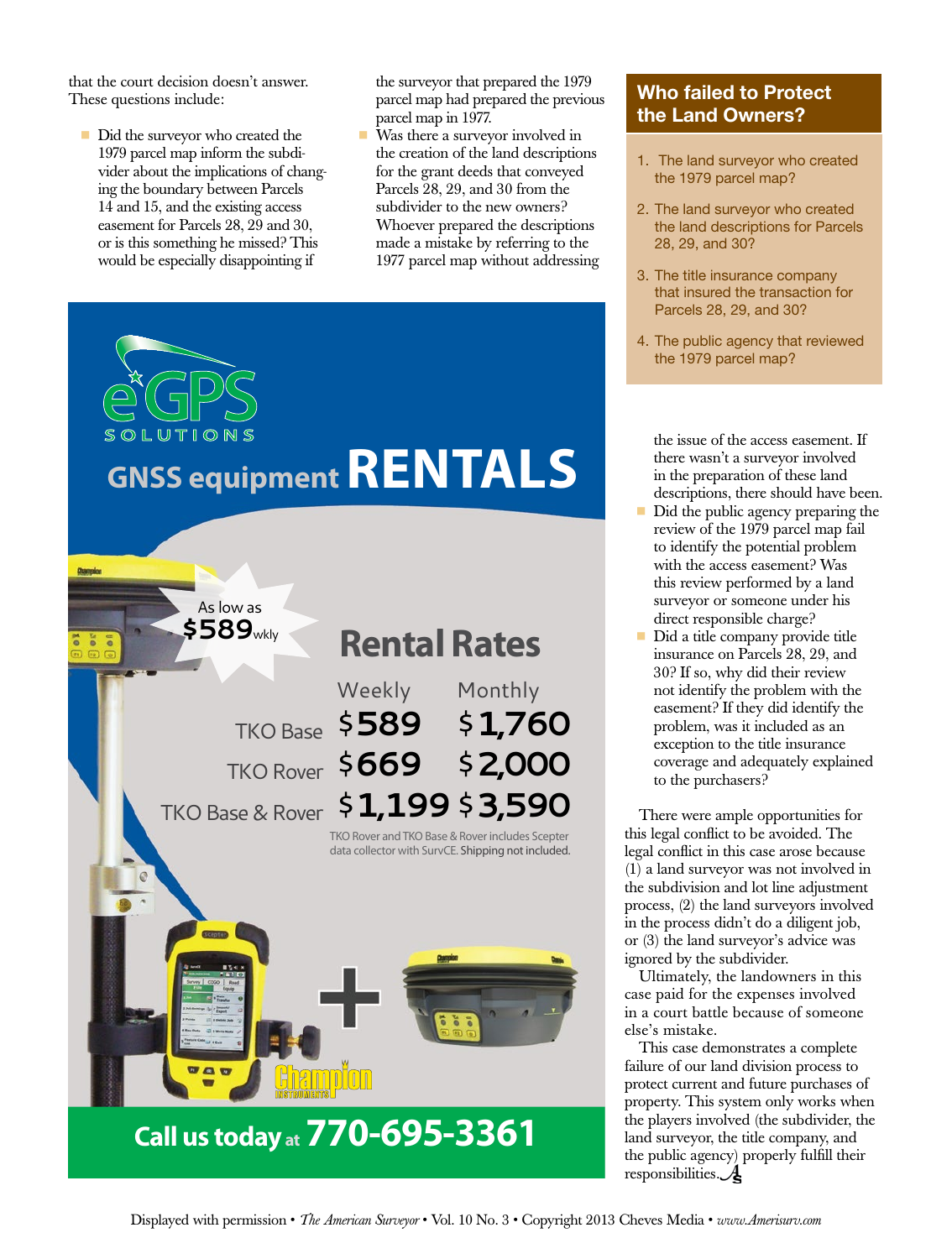that the court decision doesn't answer. These questions include:

- Did the surveyor who created the 1979 parcel map inform the subdivider about the implications of changing the boundary between Parcels 14 and 15, and the existing access easement for Parcels 28, 29 and 30, or is this something he missed? This would be especially disappointing if the surveyor that prepared the 1979 parcel map had prepared the previous parcel map in 1977.
- Was there a surveyor involved in the creation of the land descriptions for the grant deeds that conveyed Parcels 28, 29, and 30 from the subdivider to the new owners? Whoever prepared the descriptions made a mistake by referring to the 1977 parcel map without addressing the issue of the access easement. If there wasn't a surveyor involved in the preparation of these land descriptions, there should have been.
- Did the public agency preparing the review of the 1979 parcel map fail to identify the potential problem with the access easement? Was this review performed by a land surveyor or someone under his direct responsible charge?
- Did a title company provide title insurance on Parcels 28, 29, and 30? If so, why did their review not identify the problem with the easement? If they did identify the problem, was it included as an exception to the title insurance coverage and adequately explained to the purchasers?

There were ample opportunities for this legal conflict to be avoided. The legal conflict in this case arose because (1) a land surveyor was not involved in the subdivision and lot line adjustment process, (2) the land surveyors involved in the process didn't do a diligent job, or (3) the land surveyor's advice was ignored by the subdivider.

Ultimately, the landowners in this case paid for the expenses involved in a court battle because of someone else's mistake.

This case demonstrates a complete failure of our land division process to protect current and future purchases of property. This system only works when the players involved (the subdivider, the land surveyor, the title company, and the public agency) properly fulfill their responsibilities.

### Who failed to Protect the Land Owners?

1. The land surveyor who created the 1979 parcel map?
2. The land surveyor who created the land descriptions for Parcels 28, 29, and 30?
3. The title insurance company that insured the transaction for Parcels 28, 29, and 30?
4. The public agency that reviewed the 1979 parcel map?

eGPS SOLUTIONS

## GNSS equipment RENTALS

As low as $589 wkly

### Rental Rates

| | Weekly | Monthly |
|---|---|---|
| TKO Base | $589 | $1,760 |
| TKO Rover | $669 | $2,000 |
| TKO Base & Rover | $1,199 | $3,590 |

TKO Rover and TKO Base & Rover includes Scepter data collector with SurvCE. Shipping not included.

Champion INSTRUMENTS

**Call us today at 770-695-3361**

Displayed with permission • *The American Surveyor* • Vol. 10 No. 3 • Copyright 2013 Cheves Media • *www.Amerisurv.com*